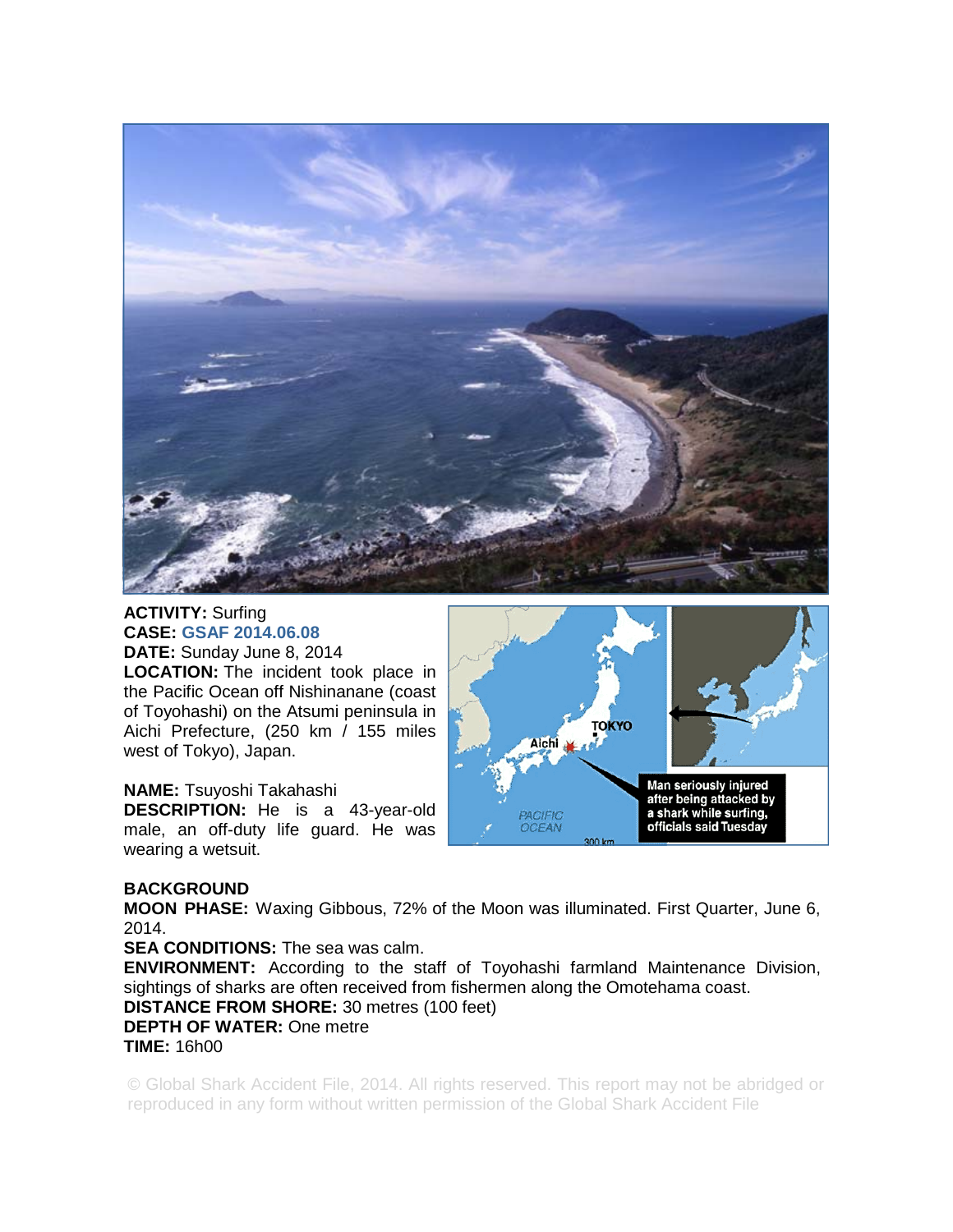**ACTIVITY:** Surfing

**CASE:** GSAF 2014.06.08

**DATE:** Sunday June 8, 2014

**LOCATION:** The incident took place in the Pacific Ocean off Nishinanane (coast of Toyohashi) on the Atsumi peninsula in Aichi Prefecture, (250 km / 155 miles west of Tokyo), Japan.

**NAME:** Tsuyoshi Takahashi

**DESCRIPTION:** He is a 43-year-old male, an off-duty life guard. He was wearing a wetsuit.

**BACKGROUND**

**MOON PHASE:** Waxing Gibbous, 72% of the Moon was illuminated. First Quarter, June 6, 2014.

**SEA CONDITIONS:** The sea was calm.

**ENVIRONMENT:** According to the staff of Toyohashi farmland Maintenance Division, sightings of sharks are often received from fishermen along the Omotehama coast.

**DISTANCE FROM SHORE:** 30 metres (100 feet)

**DEPTH OF WATER:** One metre

**TIME:** 16h00

© Global Shark Accident File, 2014. All rights reserved. This report may not be abridged or reproduced in any form without written permission of the Global Shark Accident File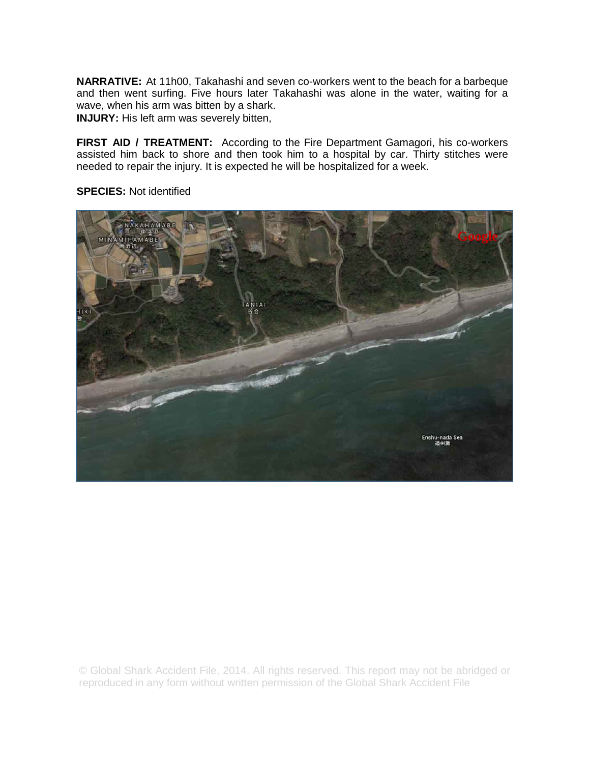**NARRATIVE:** At 11h00, Takahashi and seven co-workers went to the beach for a barbeque and then went surfing. Five hours later Takahashi was alone in the water, waiting for a wave, when his arm was bitten by a shark.

**INJURY:** His left arm was severely bitten,

**FIRST AID / TREATMENT:** According to the Fire Department Gamagori, his co-workers assisted him back to shore and then took him to a hospital by car. Thirty stitches were needed to repair the injury. It is expected he will be hospitalized for a week.

**SPECIES:** Not identified

NAKAHAMABE
中浜辺
MINAMIHAMABE
南浜辺
TANIAI
谷合
HIKI
Google
Enshu-nada Sea
遠州灘

© Global Shark Accident File, 2014. All rights reserved. This report may not be abridged or reproduced in any form without written permission of the Global Shark Accident File